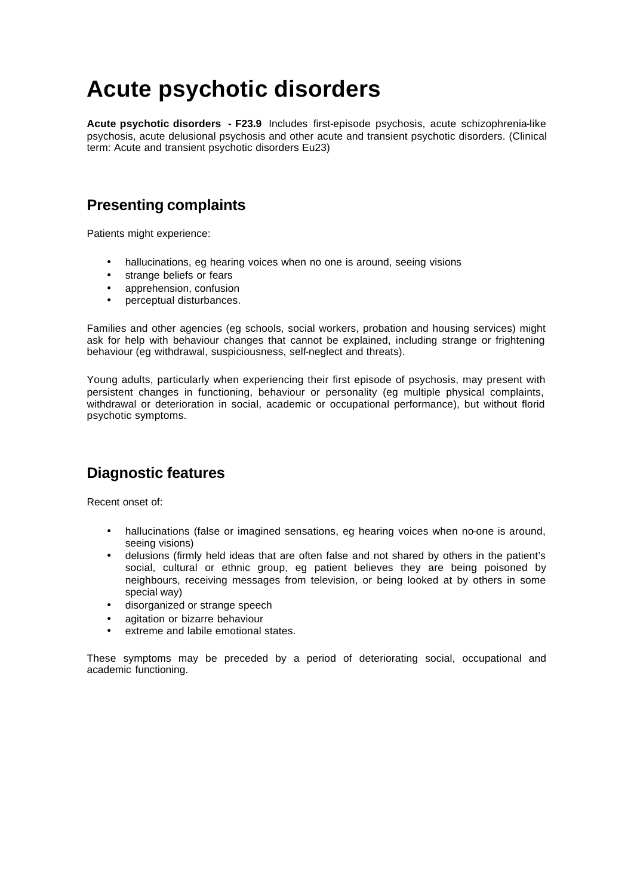# Acute psychotic disorders

**Acute psychotic disorders - F23.9** Includes first-episode psychosis, acute schizophrenia-like psychosis, acute delusional psychosis and other acute and transient psychotic disorders. (Clinical term: Acute and transient psychotic disorders Eu23)

## Presenting complaints

Patients might experience:

- hallucinations, eg hearing voices when no one is around, seeing visions
- strange beliefs or fears
- apprehension, confusion
- perceptual disturbances.

Families and other agencies (eg schools, social workers, probation and housing services) might ask for help with behaviour changes that cannot be explained, including strange or frightening behaviour (eg withdrawal, suspiciousness, self-neglect and threats).

Young adults, particularly when experiencing their first episode of psychosis, may present with persistent changes in functioning, behaviour or personality (eg multiple physical complaints, withdrawal or deterioration in social, academic or occupational performance), but without florid psychotic symptoms.

## Diagnostic features

Recent onset of:

- hallucinations (false or imagined sensations, eg hearing voices when no-one is around, seeing visions)
- delusions (firmly held ideas that are often false and not shared by others in the patient's social, cultural or ethnic group, eg patient believes they are being poisoned by neighbours, receiving messages from television, or being looked at by others in some special way)
- disorganized or strange speech
- agitation or bizarre behaviour
- extreme and labile emotional states.

These symptoms may be preceded by a period of deteriorating social, occupational and academic functioning.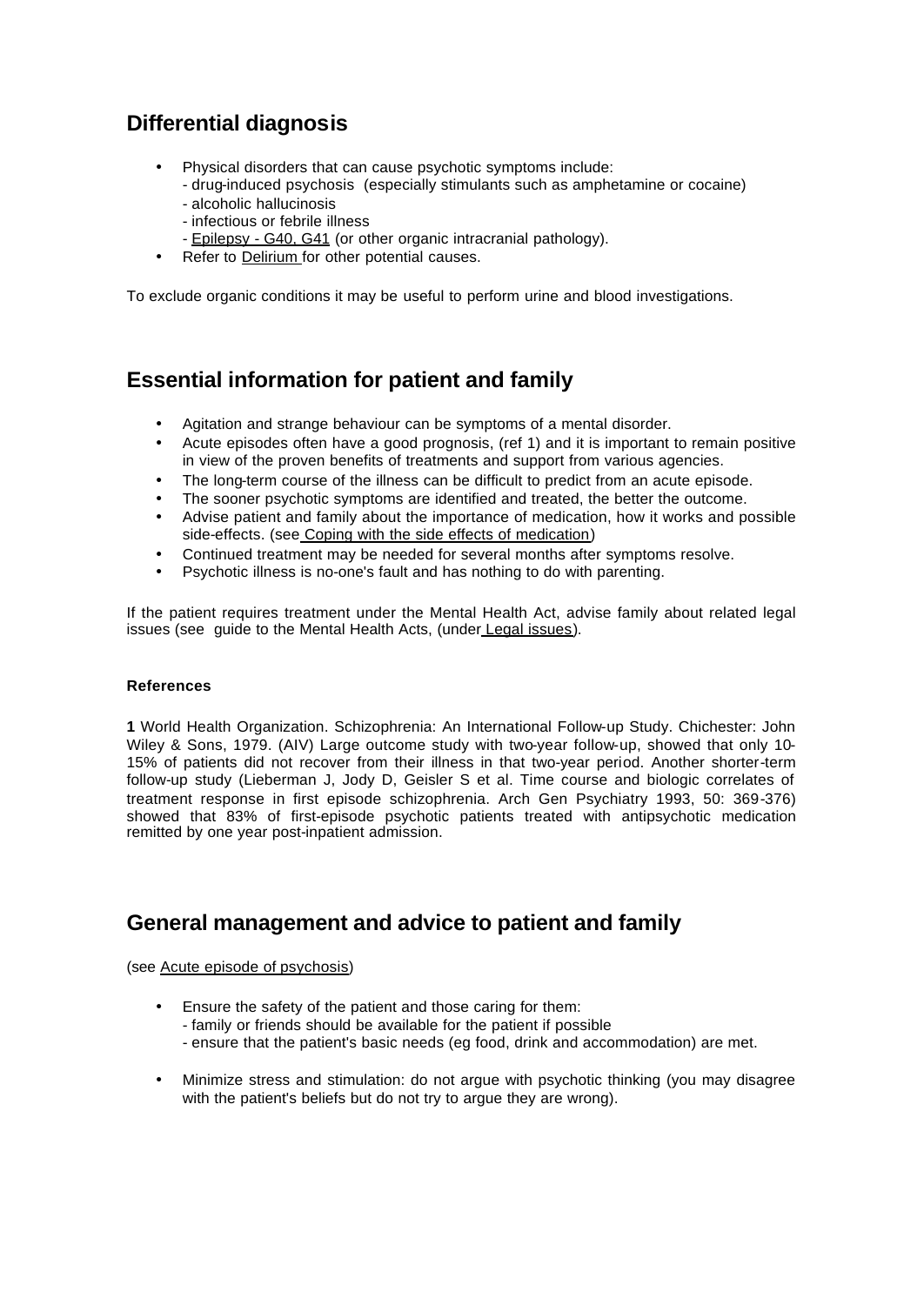## Differential diagnosis

- Physical disorders that can cause psychotic symptoms include:
  - drug-induced psychosis (especially stimulants such as amphetamine or cocaine)
  - alcoholic hallucinosis
  - infectious or febrile illness
  - Epilepsy - G40, G41 (or other organic intracranial pathology).
- Refer to Delirium for other potential causes.

To exclude organic conditions it may be useful to perform urine and blood investigations.

## Essential information for patient and family

- Agitation and strange behaviour can be symptoms of a mental disorder.
- Acute episodes often have a good prognosis, (ref 1) and it is important to remain positive in view of the proven benefits of treatments and support from various agencies.
- The long-term course of the illness can be difficult to predict from an acute episode.
- The sooner psychotic symptoms are identified and treated, the better the outcome.
- Advise patient and family about the importance of medication, how it works and possible side-effects. (see Coping with the side effects of medication)
- Continued treatment may be needed for several months after symptoms resolve.
- Psychotic illness is no-one's fault and has nothing to do with parenting.

If the patient requires treatment under the Mental Health Act, advise family about related legal issues (see guide to the Mental Health Acts, (under Legal issues).

#### References

**1** World Health Organization. Schizophrenia: An International Follow-up Study. Chichester: John Wiley & Sons, 1979. (AIV) Large outcome study with two-year follow-up, showed that only 10-15% of patients did not recover from their illness in that two-year period. Another shorter-term follow-up study (Lieberman J, Jody D, Geisler S et al. Time course and biologic correlates of treatment response in first episode schizophrenia. Arch Gen Psychiatry 1993, 50: 369-376) showed that 83% of first-episode psychotic patients treated with antipsychotic medication remitted by one year post-inpatient admission.

## General management and advice to patient and family

(see Acute episode of psychosis)

- Ensure the safety of the patient and those caring for them:
  - family or friends should be available for the patient if possible
  - ensure that the patient's basic needs (eg food, drink and accommodation) are met.
- Minimize stress and stimulation: do not argue with psychotic thinking (you may disagree with the patient's beliefs but do not try to argue they are wrong).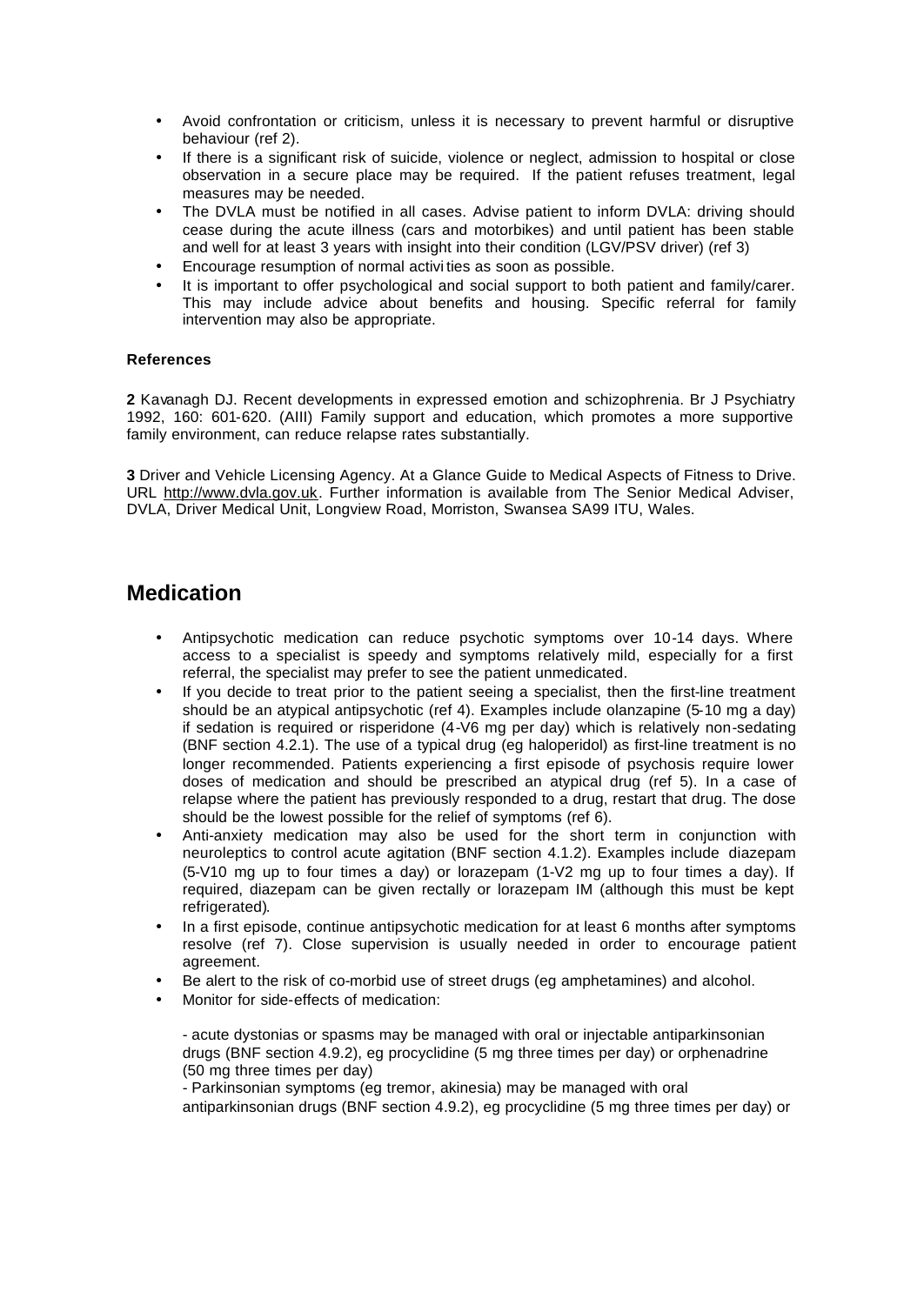- Avoid confrontation or criticism, unless it is necessary to prevent harmful or disruptive behaviour (ref 2).
- If there is a significant risk of suicide, violence or neglect, admission to hospital or close observation in a secure place may be required. If the patient refuses treatment, legal measures may be needed.
- The DVLA must be notified in all cases. Advise patient to inform DVLA: driving should cease during the acute illness (cars and motorbikes) and until patient has been stable and well for at least 3 years with insight into their condition (LGV/PSV driver) (ref 3)
- Encourage resumption of normal activi ties as soon as possible.
- It is important to offer psychological and social support to both patient and family/carer. This may include advice about benefits and housing. Specific referral for family intervention may also be appropriate.

**References**

**2** Kavanagh DJ. Recent developments in expressed emotion and schizophrenia. Br J Psychiatry 1992, 160: 601-620. (AIII) Family support and education, which promotes a more supportive family environment, can reduce relapse rates substantially.

**3** Driver and Vehicle Licensing Agency. At a Glance Guide to Medical Aspects of Fitness to Drive. URL http://www.dvla.gov.uk. Further information is available from The Senior Medical Adviser, DVLA, Driver Medical Unit, Longview Road, Morriston, Swansea SA99 ITU, Wales.

## Medication

- Antipsychotic medication can reduce psychotic symptoms over 10-14 days. Where access to a specialist is speedy and symptoms relatively mild, especially for a first referral, the specialist may prefer to see the patient unmedicated.
- If you decide to treat prior to the patient seeing a specialist, then the first-line treatment should be an atypical antipsychotic (ref 4). Examples include olanzapine (5-10 mg a day) if sedation is required or risperidone (4-V6 mg per day) which is relatively non-sedating (BNF section 4.2.1). The use of a typical drug (eg haloperidol) as first-line treatment is no longer recommended. Patients experiencing a first episode of psychosis require lower doses of medication and should be prescribed an atypical drug (ref 5). In a case of relapse where the patient has previously responded to a drug, restart that drug. The dose should be the lowest possible for the relief of symptoms (ref 6).
- Anti-anxiety medication may also be used for the short term in conjunction with neuroleptics to control acute agitation (BNF section 4.1.2). Examples include diazepam (5-V10 mg up to four times a day) or lorazepam (1-V2 mg up to four times a day). If required, diazepam can be given rectally or lorazepam IM (although this must be kept refrigerated).
- In a first episode, continue antipsychotic medication for at least 6 months after symptoms resolve (ref 7). Close supervision is usually needed in order to encourage patient agreement.
- Be alert to the risk of co-morbid use of street drugs (eg amphetamines) and alcohol.
- Monitor for side-effects of medication:

  - acute dystonias or spasms may be managed with oral or injectable antiparkinsonian drugs (BNF section 4.9.2), eg procyclidine (5 mg three times per day) or orphenadrine (50 mg three times per day)
  - Parkinsonian symptoms (eg tremor, akinesia) may be managed with oral antiparkinsonian drugs (BNF section 4.9.2), eg procyclidine (5 mg three times per day) or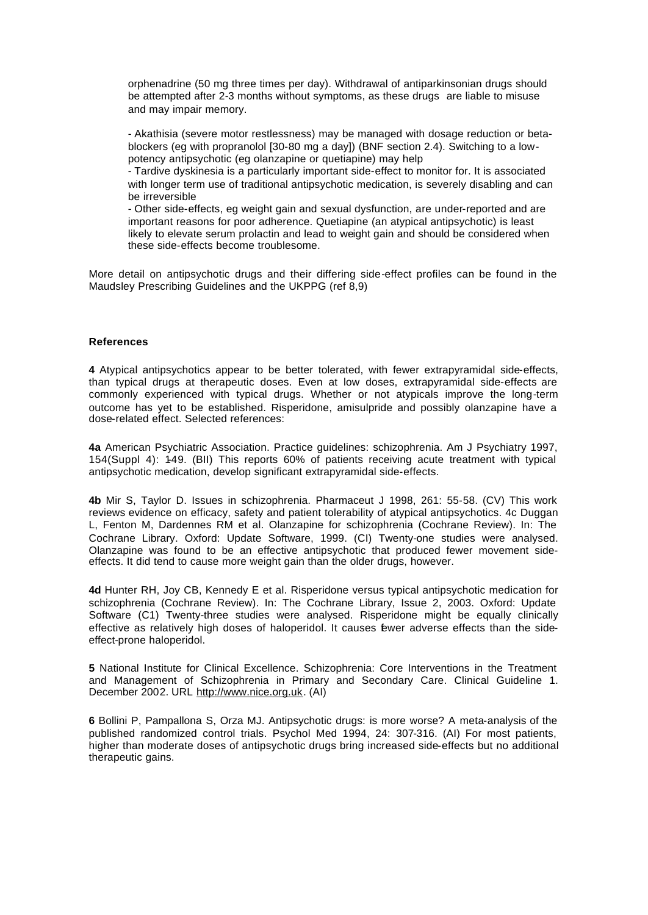orphenadrine (50 mg three times per day). Withdrawal of antiparkinsonian drugs should be attempted after 2-3 months without symptoms, as these drugs are liable to misuse and may impair memory.

- Akathisia (severe motor restlessness) may be managed with dosage reduction or beta-blockers (eg with propranolol [30-80 mg a day]) (BNF section 2.4). Switching to a low-potency antipsychotic (eg olanzapine or quetiapine) may help
- Tardive dyskinesia is a particularly important side-effect to monitor for. It is associated with longer term use of traditional antipsychotic medication, is severely disabling and can be irreversible
- Other side-effects, eg weight gain and sexual dysfunction, are under-reported and are important reasons for poor adherence. Quetiapine (an atypical antipsychotic) is least likely to elevate serum prolactin and lead to weight gain and should be considered when these side-effects become troublesome.

More detail on antipsychotic drugs and their differing side-effect profiles can be found in the Maudsley Prescribing Guidelines and the UKPPG (ref 8,9)

**References**

**4** Atypical antipsychotics appear to be better tolerated, with fewer extrapyramidal side-effects, than typical drugs at therapeutic doses. Even at low doses, extrapyramidal side-effects are commonly experienced with typical drugs. Whether or not atypicals improve the long-term outcome has yet to be established. Risperidone, amisulpride and possibly olanzapine have a dose-related effect. Selected references:

**4a** American Psychiatric Association. Practice guidelines: schizophrenia. Am J Psychiatry 1997, 154(Suppl 4): 1-49. (BII) This reports 60% of patients receiving acute treatment with typical antipsychotic medication, develop significant extrapyramidal side-effects.

**4b** Mir S, Taylor D. Issues in schizophrenia. Pharmaceut J 1998, 261: 55-58. (CV) This work reviews evidence on efficacy, safety and patient tolerability of atypical antipsychotics. 4c Duggan L, Fenton M, Dardennes RM et al. Olanzapine for schizophrenia (Cochrane Review). In: The Cochrane Library. Oxford: Update Software, 1999. (CI) Twenty-one studies were analysed. Olanzapine was found to be an effective antipsychotic that produced fewer movement side-effects. It did tend to cause more weight gain than the older drugs, however.

**4d** Hunter RH, Joy CB, Kennedy E et al. Risperidone versus typical antipsychotic medication for schizophrenia (Cochrane Review). In: The Cochrane Library, Issue 2, 2003. Oxford: Update Software (C1) Twenty-three studies were analysed. Risperidone might be equally clinically effective as relatively high doses of haloperidol. It causes fewer adverse effects than the side-effect-prone haloperidol.

**5** National Institute for Clinical Excellence. Schizophrenia: Core Interventions in the Treatment and Management of Schizophrenia in Primary and Secondary Care. Clinical Guideline 1. December 2002. URL http://www.nice.org.uk. (AI)

**6** Bollini P, Pampallona S, Orza MJ. Antipsychotic drugs: is more worse? A meta-analysis of the published randomized control trials. Psychol Med 1994, 24: 307-316. (AI) For most patients, higher than moderate doses of antipsychotic drugs bring increased side-effects but no additional therapeutic gains.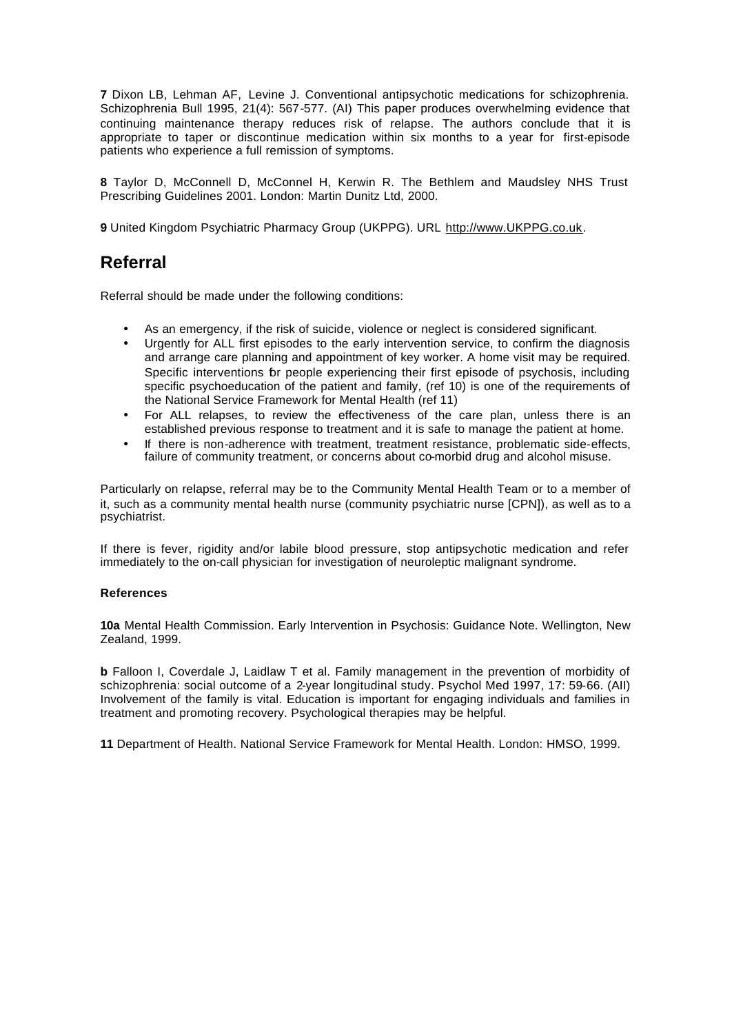**7** Dixon LB, Lehman AF, Levine J. Conventional antipsychotic medications for schizophrenia. Schizophrenia Bull 1995, 21(4): 567-577. (AI) This paper produces overwhelming evidence that continuing maintenance therapy reduces risk of relapse. The authors conclude that it is appropriate to taper or discontinue medication within six months to a year for first-episode patients who experience a full remission of symptoms.

**8** Taylor D, McConnell D, McConnel H, Kerwin R. The Bethlem and Maudsley NHS Trust Prescribing Guidelines 2001. London: Martin Dunitz Ltd, 2000.

**9** United Kingdom Psychiatric Pharmacy Group (UKPPG). URL http://www.UKPPG.co.uk.

## Referral

Referral should be made under the following conditions:

- As an emergency, if the risk of suicide, violence or neglect is considered significant.
- Urgently for ALL first episodes to the early intervention service, to confirm the diagnosis and arrange care planning and appointment of key worker. A home visit may be required. Specific interventions for people experiencing their first episode of psychosis, including specific psychoeducation of the patient and family, (ref 10) is one of the requirements of the National Service Framework for Mental Health (ref 11)
- For ALL relapses, to review the effectiveness of the care plan, unless there is an established previous response to treatment and it is safe to manage the patient at home.
- If there is non-adherence with treatment, treatment resistance, problematic side-effects, failure of community treatment, or concerns about co-morbid drug and alcohol misuse.

Particularly on relapse, referral may be to the Community Mental Health Team or to a member of it, such as a community mental health nurse (community psychiatric nurse [CPN]), as well as to a psychiatrist.

If there is fever, rigidity and/or labile blood pressure, stop antipsychotic medication and refer immediately to the on-call physician for investigation of neuroleptic malignant syndrome.

#### References

**10a** Mental Health Commission. Early Intervention in Psychosis: Guidance Note. Wellington, New Zealand, 1999.

**b** Falloon I, Coverdale J, Laidlaw T et al. Family management in the prevention of morbidity of schizophrenia: social outcome of a 2-year longitudinal study. Psychol Med 1997, 17: 59-66. (AII) Involvement of the family is vital. Education is important for engaging individuals and families in treatment and promoting recovery. Psychological therapies may be helpful.

**11** Department of Health. National Service Framework for Mental Health. London: HMSO, 1999.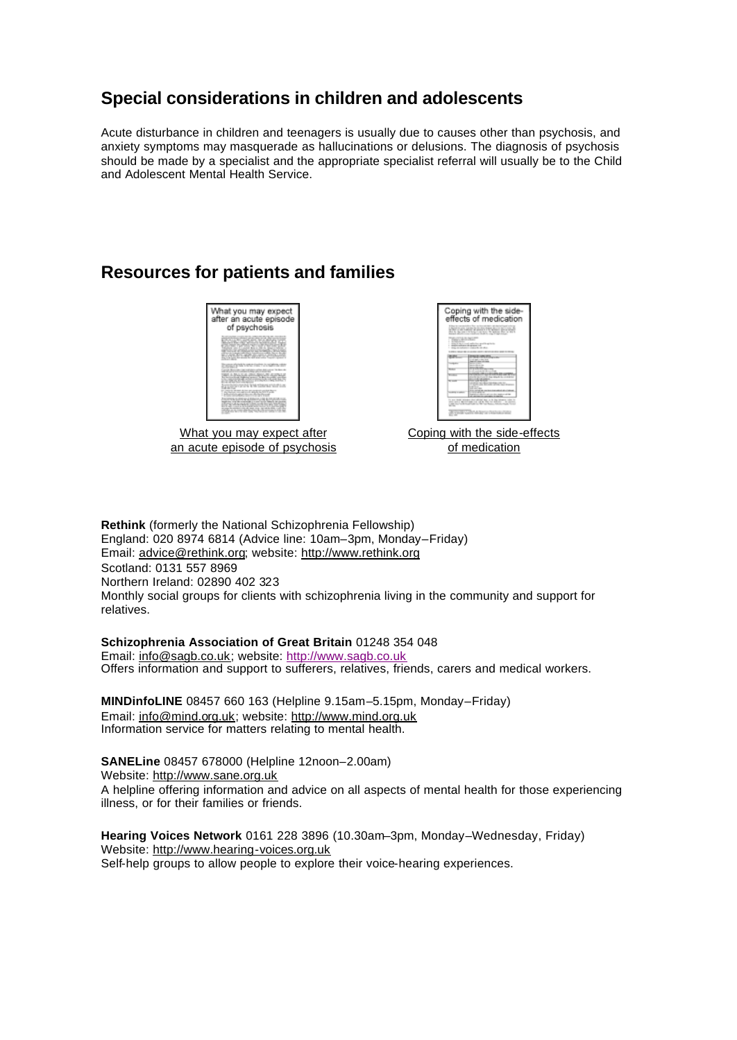## Special considerations in children and adolescents

Acute disturbance in children and teenagers is usually due to causes other than psychosis, and anxiety symptoms may masquerade as hallucinations or delusions. The diagnosis of psychosis should be made by a specialist and the appropriate specialist referral will usually be to the Child and Adolescent Mental Health Service.

## Resources for patients and families

What you may expect after an acute episode of psychosis

Coping with the side-effects of medication

**Rethink** (formerly the National Schizophrenia Fellowship)
England: 020 8974 6814 (Advice line: 10am–3pm, Monday–Friday)
Email: advice@rethink.org; website: http://www.rethink.org
Scotland: 0131 557 8969
Northern Ireland: 02890 402 323
Monthly social groups for clients with schizophrenia living in the community and support for relatives.

**Schizophrenia Association of Great Britain** 01248 354 048
Email: info@sagb.co.uk; website: http://www.sagb.co.uk
Offers information and support to sufferers, relatives, friends, carers and medical workers.

**MINDinfoLINE** 08457 660 163 (Helpline 9.15am–5.15pm, Monday–Friday)
Email: info@mind.org.uk; website: http://www.mind.org.uk
Information service for matters relating to mental health.

**SANELine** 08457 678000 (Helpline 12noon–2.00am)
Website: http://www.sane.org.uk
A helpline offering information and advice on all aspects of mental health for those experiencing illness, or for their families or friends.

**Hearing Voices Network** 0161 228 3896 (10.30am–3pm, Monday–Wednesday, Friday)
Website: http://www.hearing-voices.org.uk
Self-help groups to allow people to explore their voice-hearing experiences.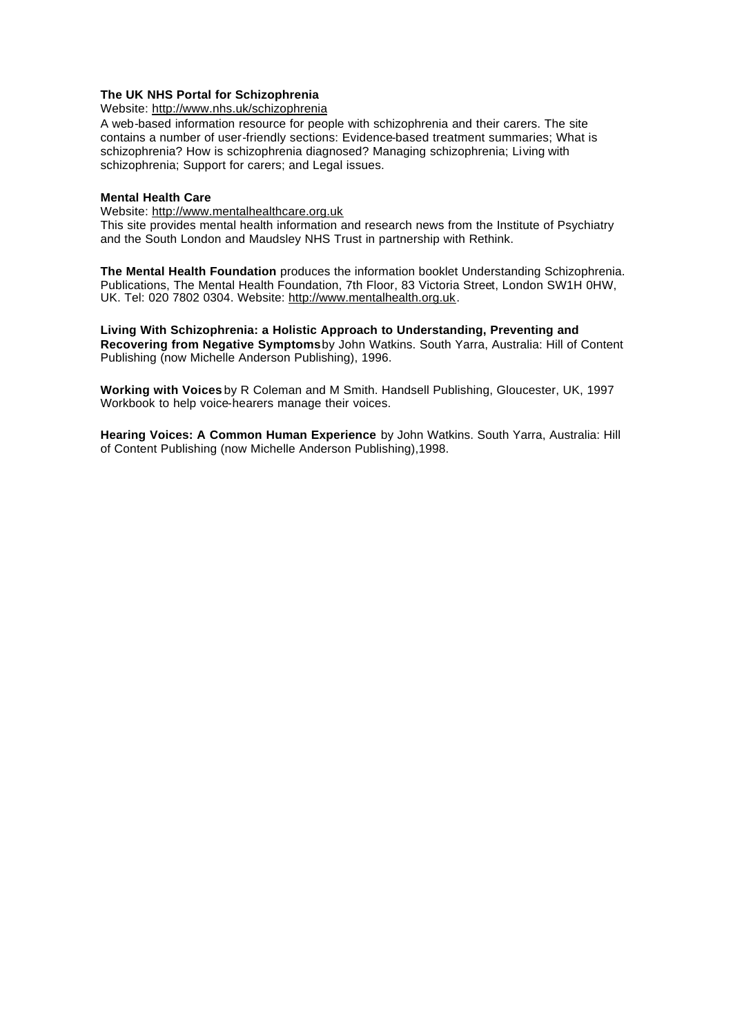**The UK NHS Portal for Schizophrenia**

Website: http://www.nhs.uk/schizophrenia

A web-based information resource for people with schizophrenia and their carers. The site contains a number of user-friendly sections: Evidence-based treatment summaries; What is schizophrenia? How is schizophrenia diagnosed? Managing schizophrenia; Living with schizophrenia; Support for carers; and Legal issues.

**Mental Health Care**

Website: http://www.mentalhealthcare.org.uk

This site provides mental health information and research news from the Institute of Psychiatry and the South London and Maudsley NHS Trust in partnership with Rethink.

**The Mental Health Foundation** produces the information booklet Understanding Schizophrenia. Publications, The Mental Health Foundation, 7th Floor, 83 Victoria Street, London SW1H 0HW, UK. Tel: 020 7802 0304. Website: http://www.mentalhealth.org.uk.

**Living With Schizophrenia: a Holistic Approach to Understanding, Preventing and Recovering from Negative Symptoms** by John Watkins. South Yarra, Australia: Hill of Content Publishing (now Michelle Anderson Publishing), 1996.

**Working with Voices** by R Coleman and M Smith. Handsell Publishing, Gloucester, UK, 1997 Workbook to help voice-hearers manage their voices.

**Hearing Voices: A Common Human Experience** by John Watkins. South Yarra, Australia: Hill of Content Publishing (now Michelle Anderson Publishing),1998.